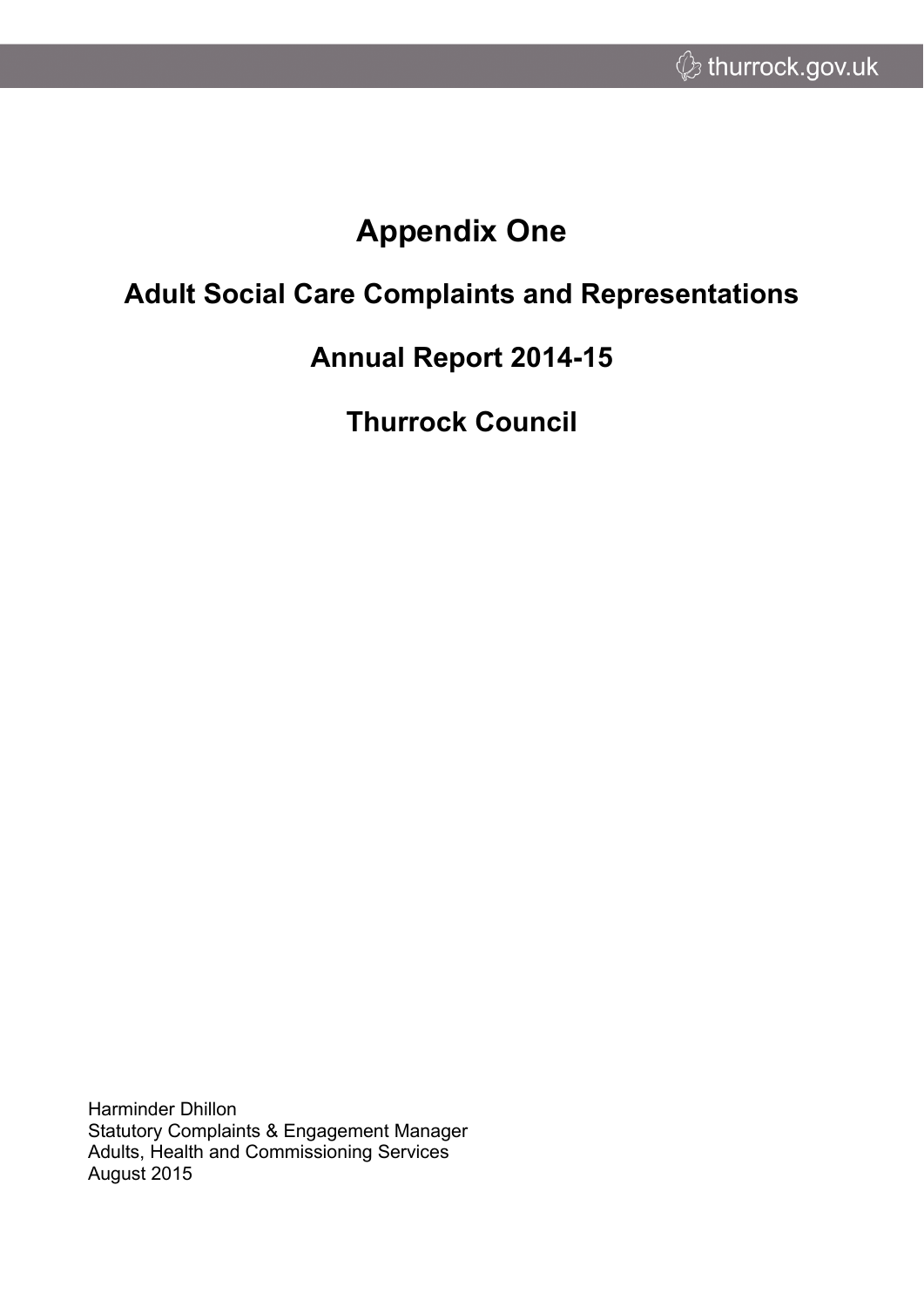# Appendix One

## Adult Social Care Complaints and Representations

## Annual Report 2014-15

## Thurrock Council

Harminder Dhillon
Statutory Complaints & Engagement Manager
Adults, Health and Commissioning Services
August 2015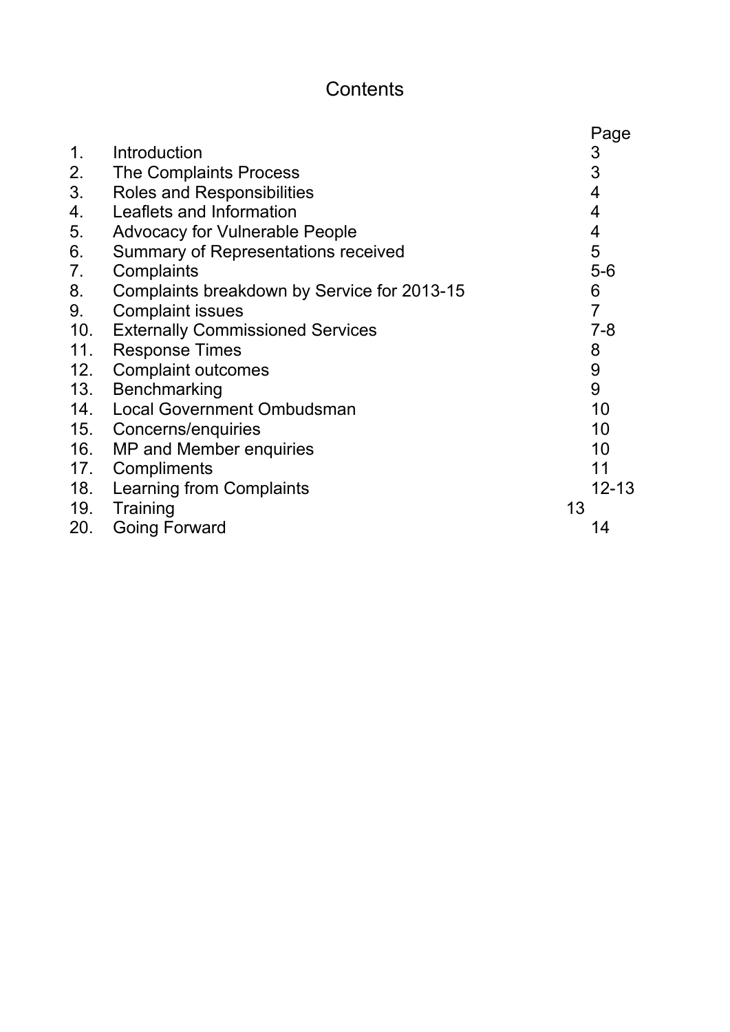# Contents

| | | Page |
|---|---|---|
| 1. | Introduction | 3 |
| 2. | The Complaints Process | 3 |
| 3. | Roles and Responsibilities | 4 |
| 4. | Leaflets and Information | 4 |
| 5. | Advocacy for Vulnerable People | 4 |
| 6. | Summary of Representations received | 5 |
| 7. | Complaints | 5-6 |
| 8. | Complaints breakdown by Service for 2013-15 | 6 |
| 9. | Complaint issues | 7 |
| 10. | Externally Commissioned Services | 7-8 |
| 11. | Response Times | 8 |
| 12. | Complaint outcomes | 9 |
| 13. | Benchmarking | 9 |
| 14. | Local Government Ombudsman | 10 |
| 15. | Concerns/enquiries | 10 |
| 16. | MP and Member enquiries | 10 |
| 17. | Compliments | 11 |
| 18. | Learning from Complaints | 12-13 |
| 19. | Training | 13 |
| 20. | Going Forward | 14 |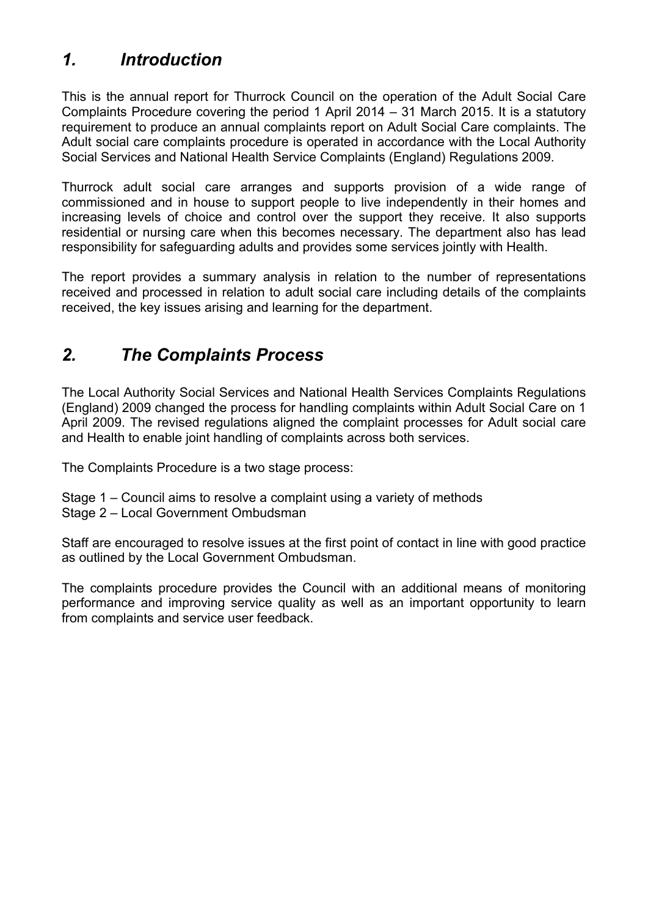## *1. Introduction*

This is the annual report for Thurrock Council on the operation of the Adult Social Care Complaints Procedure covering the period 1 April 2014 – 31 March 2015. It is a statutory requirement to produce an annual complaints report on Adult Social Care complaints. The Adult social care complaints procedure is operated in accordance with the Local Authority Social Services and National Health Service Complaints (England) Regulations 2009.

Thurrock adult social care arranges and supports provision of a wide range of commissioned and in house to support people to live independently in their homes and increasing levels of choice and control over the support they receive. It also supports residential or nursing care when this becomes necessary. The department also has lead responsibility for safeguarding adults and provides some services jointly with Health.

The report provides a summary analysis in relation to the number of representations received and processed in relation to adult social care including details of the complaints received, the key issues arising and learning for the department.

## *2. The Complaints Process*

The Local Authority Social Services and National Health Services Complaints Regulations (England) 2009 changed the process for handling complaints within Adult Social Care on 1 April 2009. The revised regulations aligned the complaint processes for Adult social care and Health to enable joint handling of complaints across both services.

The Complaints Procedure is a two stage process:

Stage 1 – Council aims to resolve a complaint using a variety of methods
Stage 2 – Local Government Ombudsman

Staff are encouraged to resolve issues at the first point of contact in line with good practice as outlined by the Local Government Ombudsman.

The complaints procedure provides the Council with an additional means of monitoring performance and improving service quality as well as an important opportunity to learn from complaints and service user feedback.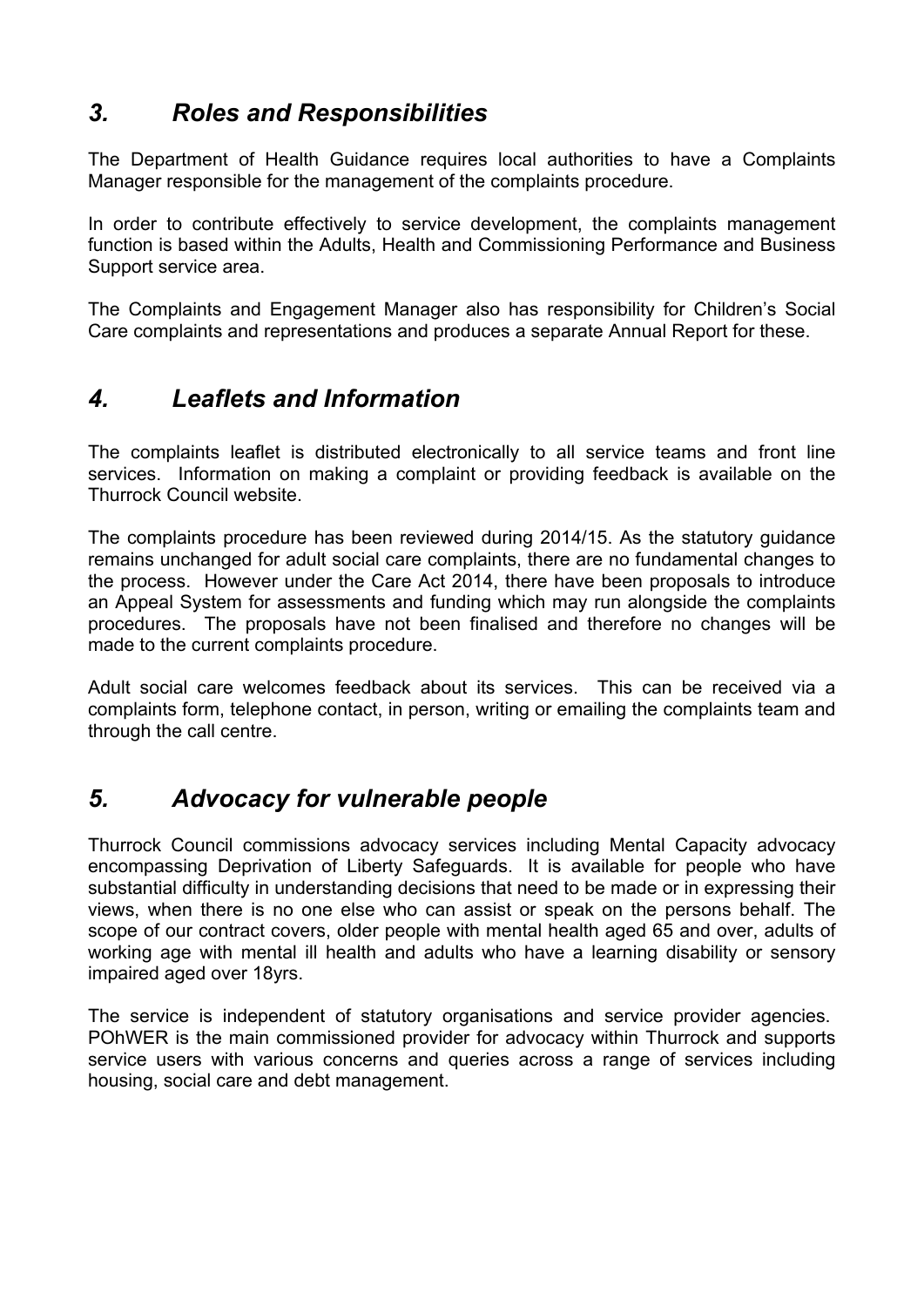## *3. Roles and Responsibilities*

The Department of Health Guidance requires local authorities to have a Complaints Manager responsible for the management of the complaints procedure.

In order to contribute effectively to service development, the complaints management function is based within the Adults, Health and Commissioning Performance and Business Support service area.

The Complaints and Engagement Manager also has responsibility for Children's Social Care complaints and representations and produces a separate Annual Report for these.

## *4. Leaflets and Information*

The complaints leaflet is distributed electronically to all service teams and front line services. Information on making a complaint or providing feedback is available on the Thurrock Council website.

The complaints procedure has been reviewed during 2014/15. As the statutory guidance remains unchanged for adult social care complaints, there are no fundamental changes to the process. However under the Care Act 2014, there have been proposals to introduce an Appeal System for assessments and funding which may run alongside the complaints procedures. The proposals have not been finalised and therefore no changes will be made to the current complaints procedure.

Adult social care welcomes feedback about its services. This can be received via a complaints form, telephone contact, in person, writing or emailing the complaints team and through the call centre.

## *5. Advocacy for vulnerable people*

Thurrock Council commissions advocacy services including Mental Capacity advocacy encompassing Deprivation of Liberty Safeguards. It is available for people who have substantial difficulty in understanding decisions that need to be made or in expressing their views, when there is no one else who can assist or speak on the persons behalf. The scope of our contract covers, older people with mental health aged 65 and over, adults of working age with mental ill health and adults who have a learning disability or sensory impaired aged over 18yrs.

The service is independent of statutory organisations and service provider agencies. POhWER is the main commissioned provider for advocacy within Thurrock and supports service users with various concerns and queries across a range of services including housing, social care and debt management.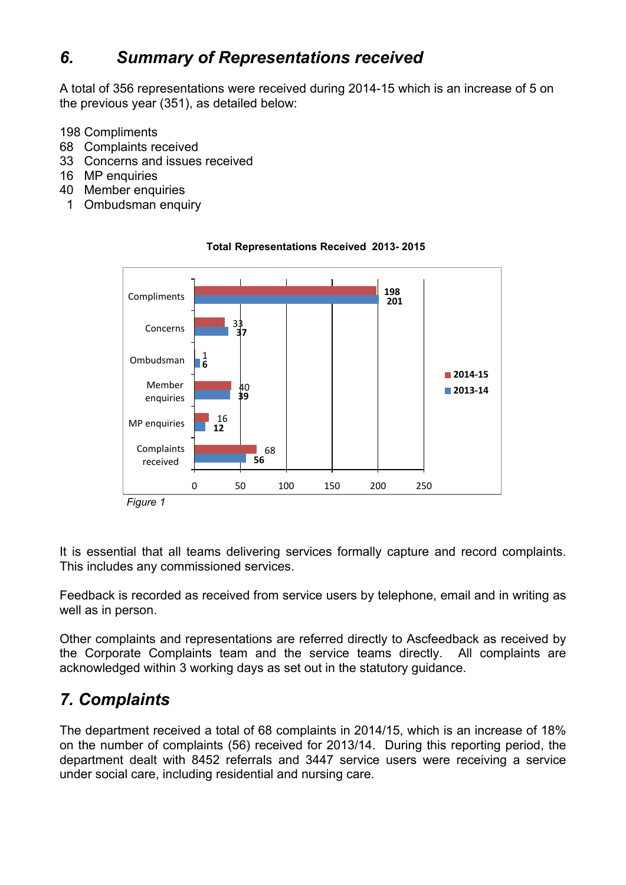## *6. Summary of Representations received*

A total of 356 representations were received during 2014-15 which is an increase of 5 on the previous year (351), as detailed below:

198 Compliments
68 Complaints received
33 Concerns and issues received
16 MP enquiries
40 Member enquiries
1 Ombudsman enquiry

**Total Representations Received 2013- 2015**

| | 2014-15 | 2013-14 |
|---|---|---|
| Compliments | 198 | 201 |
| Concerns | 33 | 37 |
| Ombudsman | 1 | 6 |
| Member enquiries | 40 | 39 |
| MP enquiries | 16 | 12 |
| Complaints received | 68 | 56 |

*Figure 1*

It is essential that all teams delivering services formally capture and record complaints. This includes any commissioned services.

Feedback is recorded as received from service users by telephone, email and in writing as well as in person.

Other complaints and representations are referred directly to Ascfeedback as received by the Corporate Complaints team and the service teams directly. All complaints are acknowledged within 3 working days as set out in the statutory guidance.

## *7. Complaints*

The department received a total of 68 complaints in 2014/15, which is an increase of 18% on the number of complaints (56) received for 2013/14. During this reporting period, the department dealt with 8452 referrals and 3447 service users were receiving a service under social care, including residential and nursing care.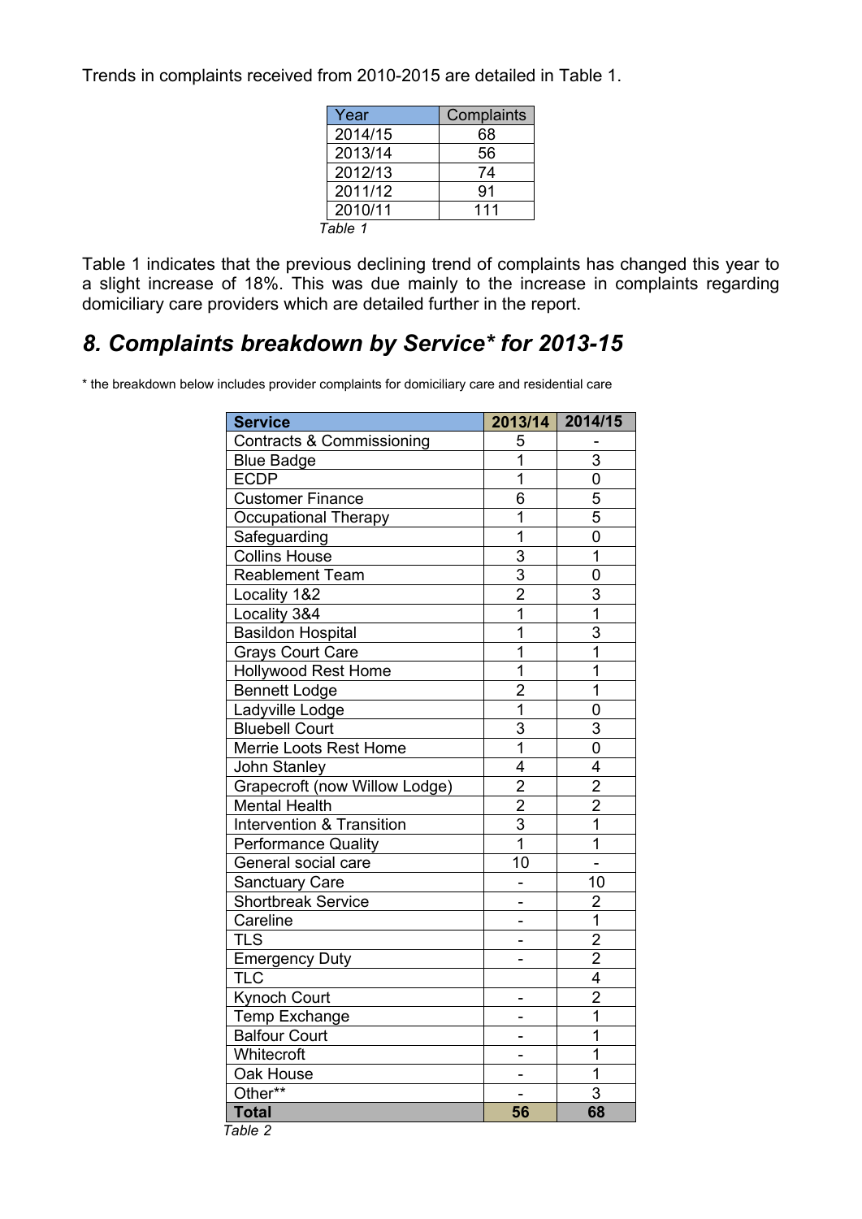Trends in complaints received from 2010-2015 are detailed in Table 1.

| Year | Complaints |
|---|---|
| 2014/15 | 68 |
| 2013/14 | 56 |
| 2012/13 | 74 |
| 2011/12 | 91 |
| 2010/11 | 111 |

*Table 1*

Table 1 indicates that the previous declining trend of complaints has changed this year to a slight increase of 18%. This was due mainly to the increase in complaints regarding domiciliary care providers which are detailed further in the report.

## *8. Complaints breakdown by Service* for 2013-15*

\* the breakdown below includes provider complaints for domiciliary care and residential care

| Service | 2013/14 | 2014/15 |
|---|---|---|
| Contracts & Commissioning | 5 | - |
| Blue Badge | 1 | 3 |
| ECDP | 1 | 0 |
| Customer Finance | 6 | 5 |
| Occupational Therapy | 1 | 5 |
| Safeguarding | 1 | 0 |
| Collins House | 3 | 1 |
| Reablement Team | 3 | 0 |
| Locality 1&2 | 2 | 3 |
| Locality 3&4 | 1 | 1 |
| Basildon Hospital | 1 | 3 |
| Grays Court Care | 1 | 1 |
| Hollywood Rest Home | 1 | 1 |
| Bennett Lodge | 2 | 1 |
| Ladyville Lodge | 1 | 0 |
| Bluebell Court | 3 | 3 |
| Merrie Loots Rest Home | 1 | 0 |
| John Stanley | 4 | 4 |
| Grapecroft (now Willow Lodge) | 2 | 2 |
| Mental Health | 2 | 2 |
| Intervention & Transition | 3 | 1 |
| Performance Quality | 1 | 1 |
| General social care | 10 | - |
| Sanctuary Care | - | 10 |
| Shortbreak Service | - | 2 |
| Careline | - | 1 |
| TLS | - | 2 |
| Emergency Duty | - | 2 |
| TLC | | 4 |
| Kynoch Court | - | 2 |
| Temp Exchange | - | 1 |
| Balfour Court | - | 1 |
| Whitecroft | - | 1 |
| Oak House | - | 1 |
| Other** | - | 3 |
| **Total** | **56** | **68** |

*Table 2*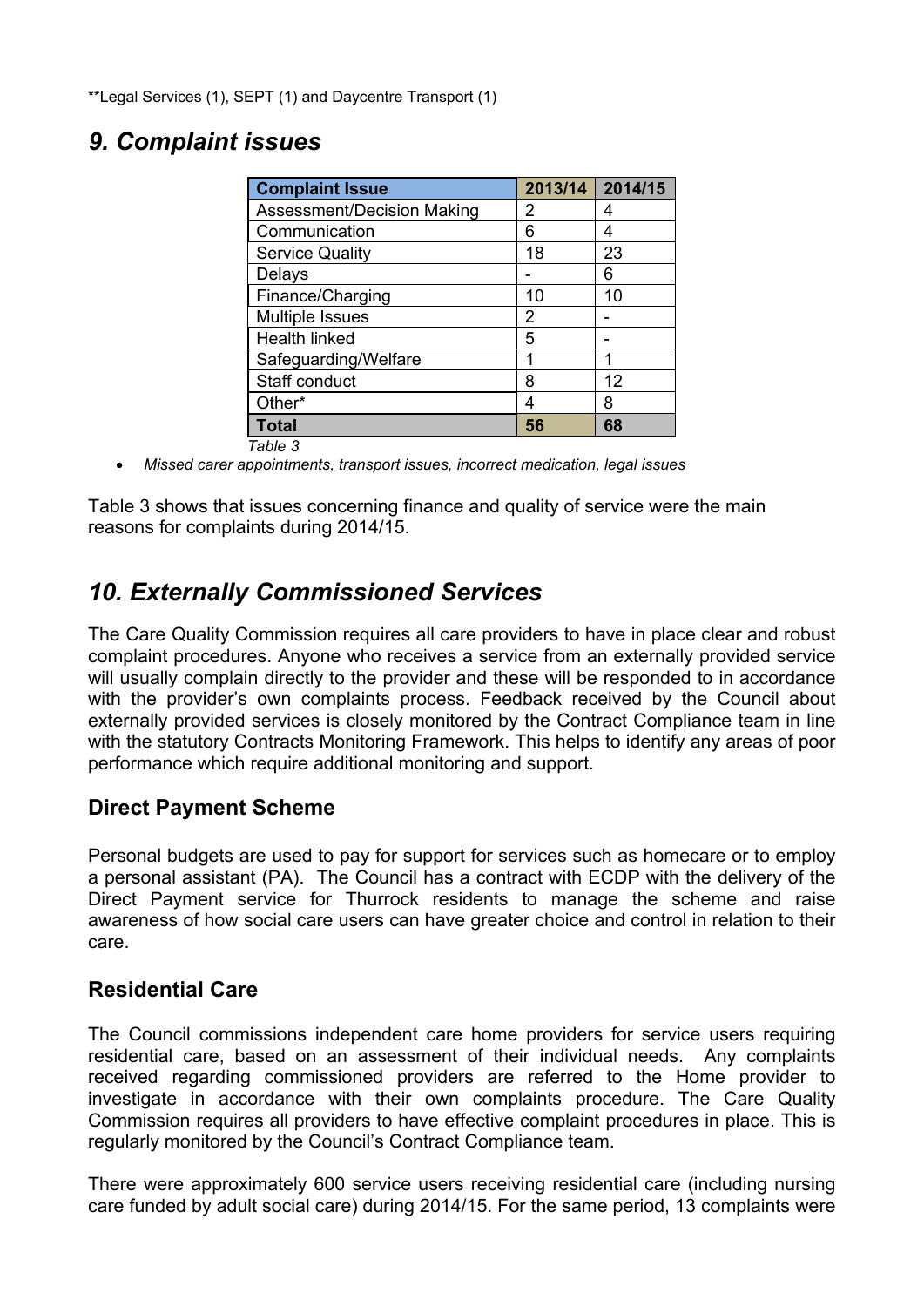**Legal Services (1), SEPT (1) and Daycentre Transport (1)

## 9. Complaint issues

| Complaint Issue | 2013/14 | 2014/15 |
|---|---|---|
| Assessment/Decision Making | 2 | 4 |
| Communication | 6 | 4 |
| Service Quality | 18 | 23 |
| Delays | - | 6 |
| Finance/Charging | 10 | 10 |
| Multiple Issues | 2 | - |
| Health linked | 5 | - |
| Safeguarding/Welfare | 1 | 1 |
| Staff conduct | 8 | 12 |
| Other* | 4 | 8 |
| **Total** | **56** | **68** |

*Table 3*

- *Missed carer appointments, transport issues, incorrect medication, legal issues*

Table 3 shows that issues concerning finance and quality of service were the main reasons for complaints during 2014/15.

## 10. Externally Commissioned Services

The Care Quality Commission requires all care providers to have in place clear and robust complaint procedures. Anyone who receives a service from an externally provided service will usually complain directly to the provider and these will be responded to in accordance with the provider's own complaints process. Feedback received by the Council about externally provided services is closely monitored by the Contract Compliance team in line with the statutory Contracts Monitoring Framework. This helps to identify any areas of poor performance which require additional monitoring and support.

### Direct Payment Scheme

Personal budgets are used to pay for support for services such as homecare or to employ a personal assistant (PA). The Council has a contract with ECDP with the delivery of the Direct Payment service for Thurrock residents to manage the scheme and raise awareness of how social care users can have greater choice and control in relation to their care.

### Residential Care

The Council commissions independent care home providers for service users requiring residential care, based on an assessment of their individual needs. Any complaints received regarding commissioned providers are referred to the Home provider to investigate in accordance with their own complaints procedure. The Care Quality Commission requires all providers to have effective complaint procedures in place. This is regularly monitored by the Council's Contract Compliance team.

There were approximately 600 service users receiving residential care (including nursing care funded by adult social care) during 2014/15. For the same period, 13 complaints were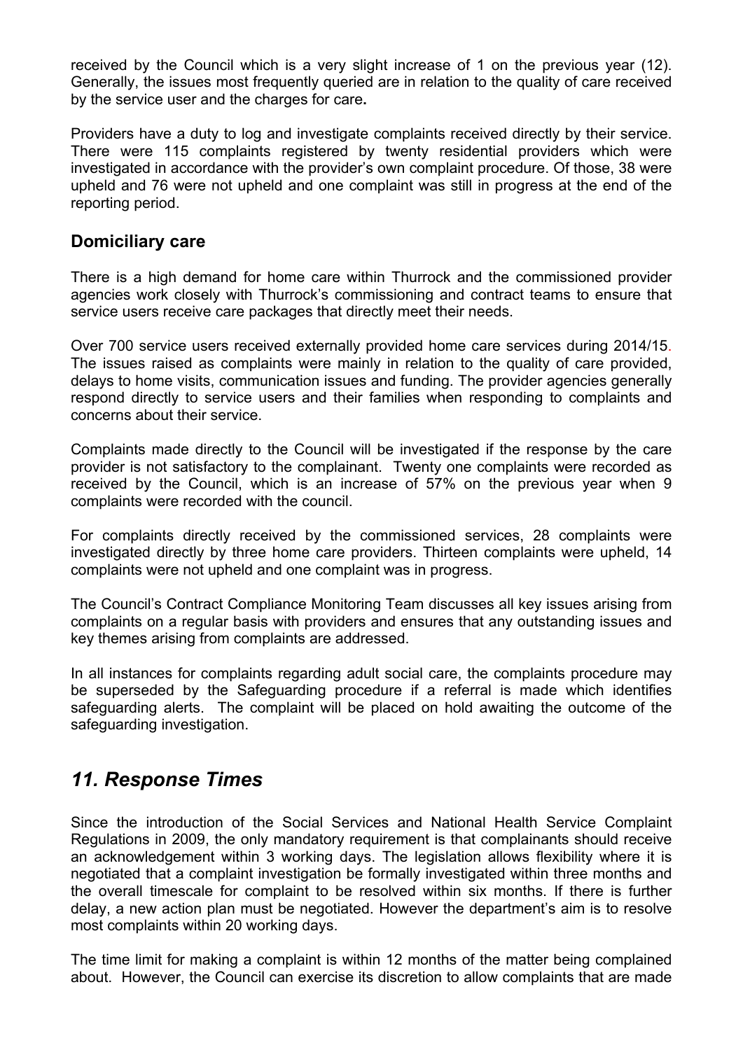received by the Council which is a very slight increase of 1 on the previous year (12). Generally, the issues most frequently queried are in relation to the quality of care received by the service user and the charges for care**.**

Providers have a duty to log and investigate complaints received directly by their service. There were 115 complaints registered by twenty residential providers which were investigated in accordance with the provider's own complaint procedure. Of those, 38 were upheld and 76 were not upheld and one complaint was still in progress at the end of the reporting period.

## Domiciliary care

There is a high demand for home care within Thurrock and the commissioned provider agencies work closely with Thurrock's commissioning and contract teams to ensure that service users receive care packages that directly meet their needs.

Over 700 service users received externally provided home care services during 2014/15. The issues raised as complaints were mainly in relation to the quality of care provided, delays to home visits, communication issues and funding. The provider agencies generally respond directly to service users and their families when responding to complaints and concerns about their service.

Complaints made directly to the Council will be investigated if the response by the care provider is not satisfactory to the complainant. Twenty one complaints were recorded as received by the Council, which is an increase of 57% on the previous year when 9 complaints were recorded with the council.

For complaints directly received by the commissioned services, 28 complaints were investigated directly by three home care providers. Thirteen complaints were upheld, 14 complaints were not upheld and one complaint was in progress.

The Council's Contract Compliance Monitoring Team discusses all key issues arising from complaints on a regular basis with providers and ensures that any outstanding issues and key themes arising from complaints are addressed.

In all instances for complaints regarding adult social care, the complaints procedure may be superseded by the Safeguarding procedure if a referral is made which identifies safeguarding alerts. The complaint will be placed on hold awaiting the outcome of the safeguarding investigation.

# *11. Response Times*

Since the introduction of the Social Services and National Health Service Complaint Regulations in 2009, the only mandatory requirement is that complainants should receive an acknowledgement within 3 working days. The legislation allows flexibility where it is negotiated that a complaint investigation be formally investigated within three months and the overall timescale for complaint to be resolved within six months. If there is further delay, a new action plan must be negotiated. However the department's aim is to resolve most complaints within 20 working days.

The time limit for making a complaint is within 12 months of the matter being complained about. However, the Council can exercise its discretion to allow complaints that are made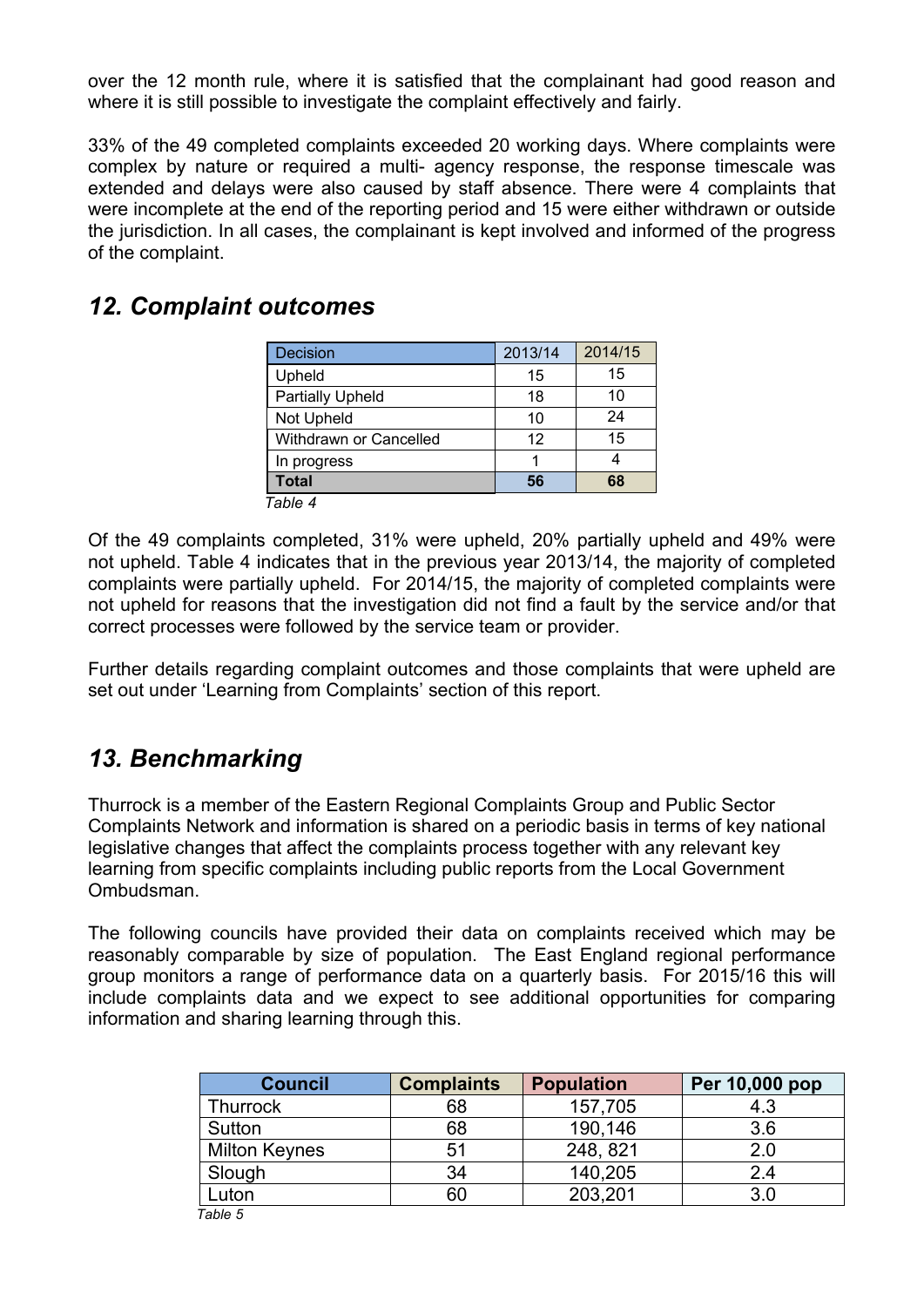over the 12 month rule, where it is satisfied that the complainant had good reason and where it is still possible to investigate the complaint effectively and fairly.

33% of the 49 completed complaints exceeded 20 working days. Where complaints were complex by nature or required a multi- agency response, the response timescale was extended and delays were also caused by staff absence. There were 4 complaints that were incomplete at the end of the reporting period and 15 were either withdrawn or outside the jurisdiction. In all cases, the complainant is kept involved and informed of the progress of the complaint.

## *12. Complaint outcomes*

| Decision | 2013/14 | 2014/15 |
|---|---|---|
| Upheld | 15 | 15 |
| Partially Upheld | 18 | 10 |
| Not Upheld | 10 | 24 |
| Withdrawn or Cancelled | 12 | 15 |
| In progress | 1 | 4 |
| **Total** | **56** | **68** |

*Table 4*

Of the 49 complaints completed, 31% were upheld, 20% partially upheld and 49% were not upheld. Table 4 indicates that in the previous year 2013/14, the majority of completed complaints were partially upheld. For 2014/15, the majority of completed complaints were not upheld for reasons that the investigation did not find a fault by the service and/or that correct processes were followed by the service team or provider.

Further details regarding complaint outcomes and those complaints that were upheld are set out under 'Learning from Complaints' section of this report.

## *13. Benchmarking*

Thurrock is a member of the Eastern Regional Complaints Group and Public Sector Complaints Network and information is shared on a periodic basis in terms of key national legislative changes that affect the complaints process together with any relevant key learning from specific complaints including public reports from the Local Government Ombudsman.

The following councils have provided their data on complaints received which may be reasonably comparable by size of population. The East England regional performance group monitors a range of performance data on a quarterly basis. For 2015/16 this will include complaints data and we expect to see additional opportunities for comparing information and sharing learning through this.

| Council | Complaints | Population | Per 10,000 pop |
|---|---|---|---|
| Thurrock | 68 | 157,705 | 4.3 |
| Sutton | 68 | 190,146 | 3.6 |
| Milton Keynes | 51 | 248, 821 | 2.0 |
| Slough | 34 | 140,205 | 2.4 |
| Luton | 60 | 203,201 | 3.0 |

*Table 5*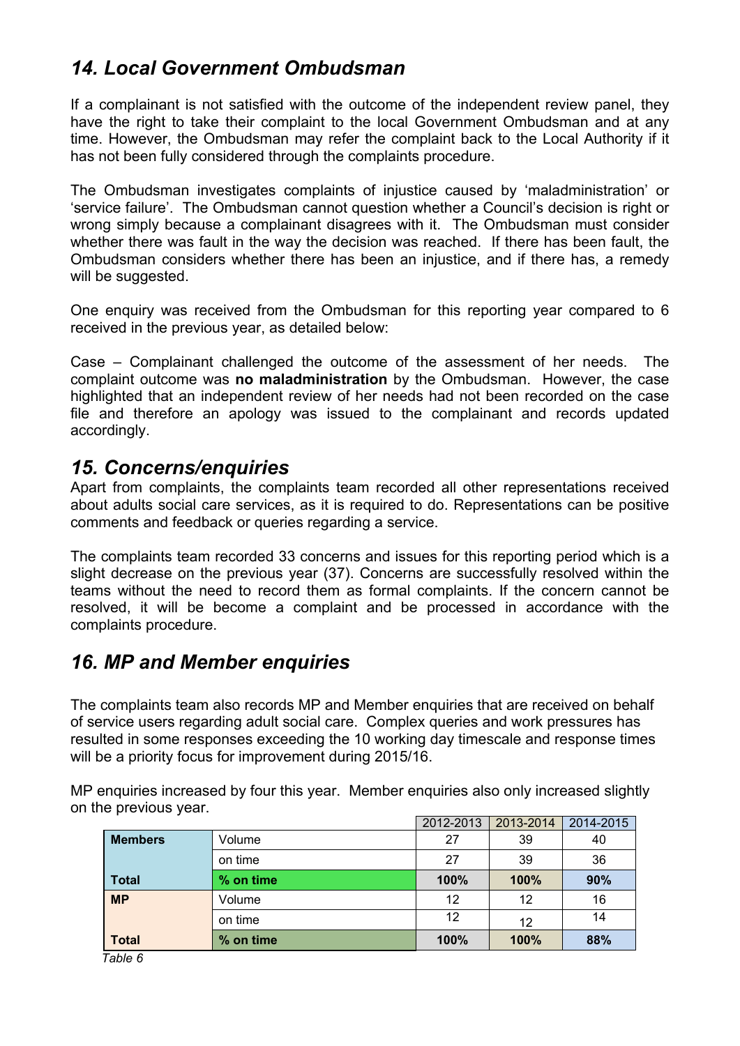## *14. Local Government Ombudsman*

If a complainant is not satisfied with the outcome of the independent review panel, they have the right to take their complaint to the local Government Ombudsman and at any time. However, the Ombudsman may refer the complaint back to the Local Authority if it has not been fully considered through the complaints procedure.

The Ombudsman investigates complaints of injustice caused by 'maladministration' or 'service failure'. The Ombudsman cannot question whether a Council's decision is right or wrong simply because a complainant disagrees with it. The Ombudsman must consider whether there was fault in the way the decision was reached. If there has been fault, the Ombudsman considers whether there has been an injustice, and if there has, a remedy will be suggested.

One enquiry was received from the Ombudsman for this reporting year compared to 6 received in the previous year, as detailed below:

Case – Complainant challenged the outcome of the assessment of her needs. The complaint outcome was **no maladministration** by the Ombudsman. However, the case highlighted that an independent review of her needs had not been recorded on the case file and therefore an apology was issued to the complainant and records updated accordingly.

## *15. Concerns/enquiries*

Apart from complaints, the complaints team recorded all other representations received about adults social care services, as it is required to do. Representations can be positive comments and feedback or queries regarding a service.

The complaints team recorded 33 concerns and issues for this reporting period which is a slight decrease on the previous year (37). Concerns are successfully resolved within the teams without the need to record them as formal complaints. If the concern cannot be resolved, it will be become a complaint and be processed in accordance with the complaints procedure.

## *16. MP and Member enquiries*

The complaints team also records MP and Member enquiries that are received on behalf of service users regarding adult social care. Complex queries and work pressures has resulted in some responses exceeding the 10 working day timescale and response times will be a priority focus for improvement during 2015/16.

MP enquiries increased by four this year. Member enquiries also only increased slightly on the previous year.

| | | 2012-2013 | 2013-2014 | 2014-2015 |
|---|---|---|---|---|
| **Members** | Volume | 27 | 39 | 40 |
| | on time | 27 | 39 | 36 |
| **Total** | **% on time** | **100%** | **100%** | **90%** |
| **MP** | Volume | 12 | 12 | 16 |
| | on time | 12 | 12 | 14 |
| **Total** | **% on time** | **100%** | **100%** | **88%** |

*Table 6*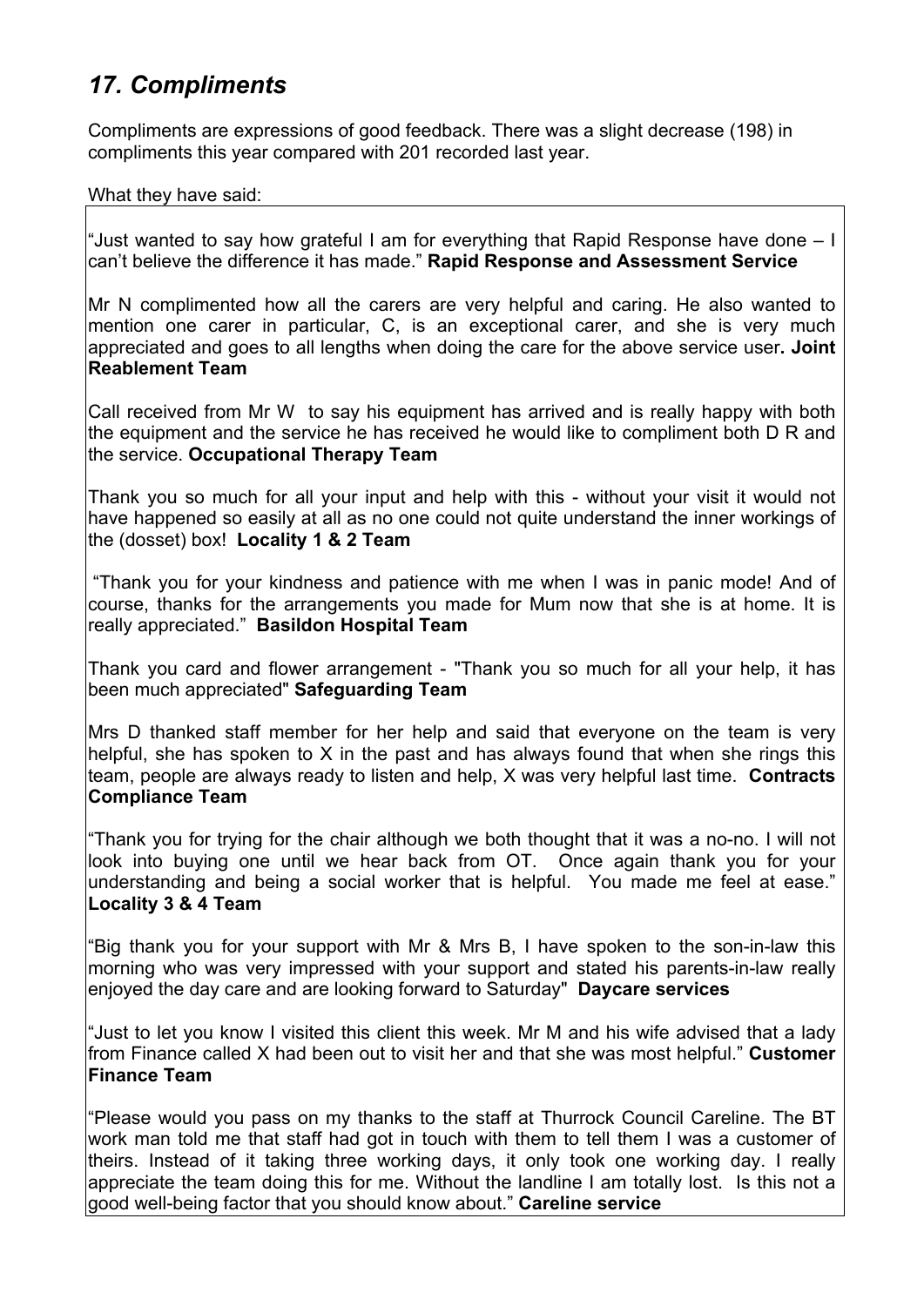## *17. Compliments*

Compliments are expressions of good feedback. There was a slight decrease (198) in compliments this year compared with 201 recorded last year.

What they have said:

"Just wanted to say how grateful I am for everything that Rapid Response have done – I can't believe the difference it has made." **Rapid Response and Assessment Service**

Mr N complimented how all the carers are very helpful and caring. He also wanted to mention one carer in particular, C, is an exceptional carer, and she is very much appreciated and goes to all lengths when doing the care for the above service user**. Joint Reablement Team**

Call received from Mr W to say his equipment has arrived and is really happy with both the equipment and the service he has received he would like to compliment both D R and the service. **Occupational Therapy Team**

Thank you so much for all your input and help with this - without your visit it would not have happened so easily at all as no one could not quite understand the inner workings of the (dosset) box! **Locality 1 & 2 Team**

"Thank you for your kindness and patience with me when I was in panic mode! And of course, thanks for the arrangements you made for Mum now that she is at home. It is really appreciated." **Basildon Hospital Team**

Thank you card and flower arrangement - "Thank you so much for all your help, it has been much appreciated" **Safeguarding Team**

Mrs D thanked staff member for her help and said that everyone on the team is very helpful, she has spoken to X in the past and has always found that when she rings this team, people are always ready to listen and help, X was very helpful last time. **Contracts Compliance Team**

"Thank you for trying for the chair although we both thought that it was a no-no. I will not look into buying one until we hear back from OT. Once again thank you for your understanding and being a social worker that is helpful. You made me feel at ease." **Locality 3 & 4 Team**

"Big thank you for your support with Mr & Mrs B, I have spoken to the son-in-law this morning who was very impressed with your support and stated his parents-in-law really enjoyed the day care and are looking forward to Saturday" **Daycare services**

"Just to let you know I visited this client this week. Mr M and his wife advised that a lady from Finance called X had been out to visit her and that she was most helpful." **Customer Finance Team**

"Please would you pass on my thanks to the staff at Thurrock Council Careline. The BT work man told me that staff had got in touch with them to tell them I was a customer of theirs. Instead of it taking three working days, it only took one working day. I really appreciate the team doing this for me. Without the landline I am totally lost. Is this not a good well-being factor that you should know about." **Careline service**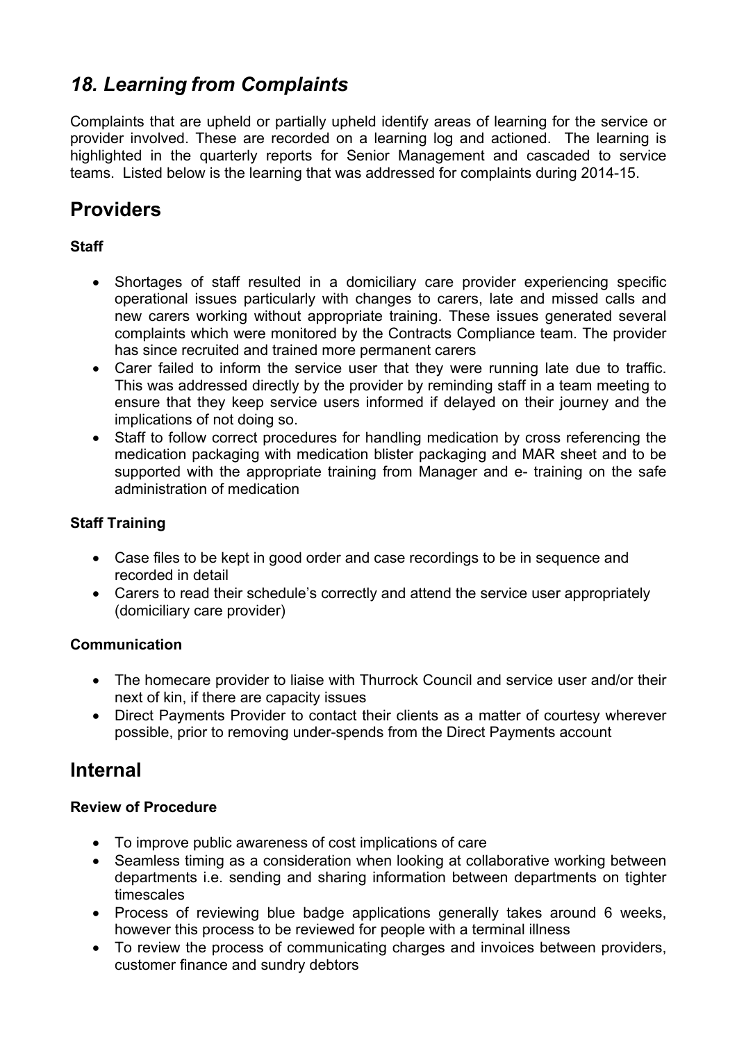## *18. Learning from Complaints*

Complaints that are upheld or partially upheld identify areas of learning for the service or provider involved. These are recorded on a learning log and actioned. The learning is highlighted in the quarterly reports for Senior Management and cascaded to service teams. Listed below is the learning that was addressed for complaints during 2014-15.

# Providers

**Staff**

- Shortages of staff resulted in a domiciliary care provider experiencing specific operational issues particularly with changes to carers, late and missed calls and new carers working without appropriate training. These issues generated several complaints which were monitored by the Contracts Compliance team. The provider has since recruited and trained more permanent carers
- Carer failed to inform the service user that they were running late due to traffic. This was addressed directly by the provider by reminding staff in a team meeting to ensure that they keep service users informed if delayed on their journey and the implications of not doing so.
- Staff to follow correct procedures for handling medication by cross referencing the medication packaging with medication blister packaging and MAR sheet and to be supported with the appropriate training from Manager and e- training on the safe administration of medication

**Staff Training**

- Case files to be kept in good order and case recordings to be in sequence and recorded in detail
- Carers to read their schedule's correctly and attend the service user appropriately (domiciliary care provider)

**Communication**

- The homecare provider to liaise with Thurrock Council and service user and/or their next of kin, if there are capacity issues
- Direct Payments Provider to contact their clients as a matter of courtesy wherever possible, prior to removing under-spends from the Direct Payments account

# Internal

**Review of Procedure**

- To improve public awareness of cost implications of care
- Seamless timing as a consideration when looking at collaborative working between departments i.e. sending and sharing information between departments on tighter timescales
- Process of reviewing blue badge applications generally takes around 6 weeks, however this process to be reviewed for people with a terminal illness
- To review the process of communicating charges and invoices between providers, customer finance and sundry debtors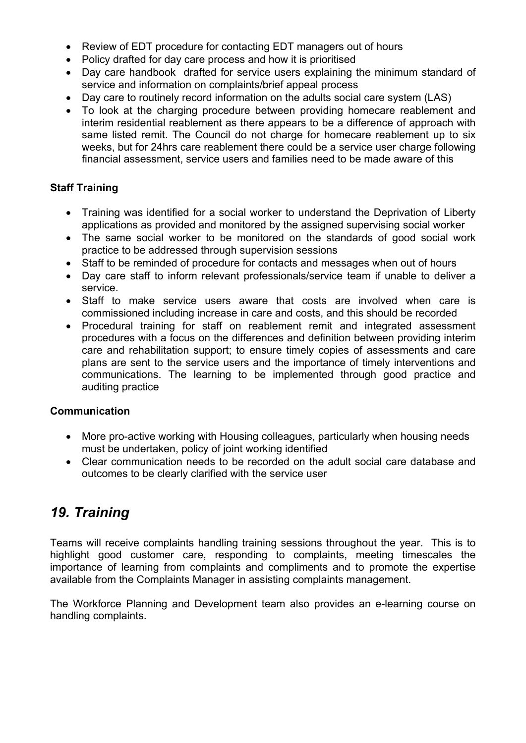- Review of EDT procedure for contacting EDT managers out of hours
- Policy drafted for day care process and how it is prioritised
- Day care handbook drafted for service users explaining the minimum standard of service and information on complaints/brief appeal process
- Day care to routinely record information on the adults social care system (LAS)
- To look at the charging procedure between providing homecare reablement and interim residential reablement as there appears to be a difference of approach with same listed remit. The Council do not charge for homecare reablement up to six weeks, but for 24hrs care reablement there could be a service user charge following financial assessment, service users and families need to be made aware of this

**Staff Training**

- Training was identified for a social worker to understand the Deprivation of Liberty applications as provided and monitored by the assigned supervising social worker
- The same social worker to be monitored on the standards of good social work practice to be addressed through supervision sessions
- Staff to be reminded of procedure for contacts and messages when out of hours
- Day care staff to inform relevant professionals/service team if unable to deliver a service.
- Staff to make service users aware that costs are involved when care is commissioned including increase in care and costs, and this should be recorded
- Procedural training for staff on reablement remit and integrated assessment procedures with a focus on the differences and definition between providing interim care and rehabilitation support; to ensure timely copies of assessments and care plans are sent to the service users and the importance of timely interventions and communications. The learning to be implemented through good practice and auditing practice

**Communication**

- More pro-active working with Housing colleagues, particularly when housing needs must be undertaken, policy of joint working identified
- Clear communication needs to be recorded on the adult social care database and outcomes to be clearly clarified with the service user

## *19. Training*

Teams will receive complaints handling training sessions throughout the year. This is to highlight good customer care, responding to complaints, meeting timescales the importance of learning from complaints and compliments and to promote the expertise available from the Complaints Manager in assisting complaints management.

The Workforce Planning and Development team also provides an e-learning course on handling complaints.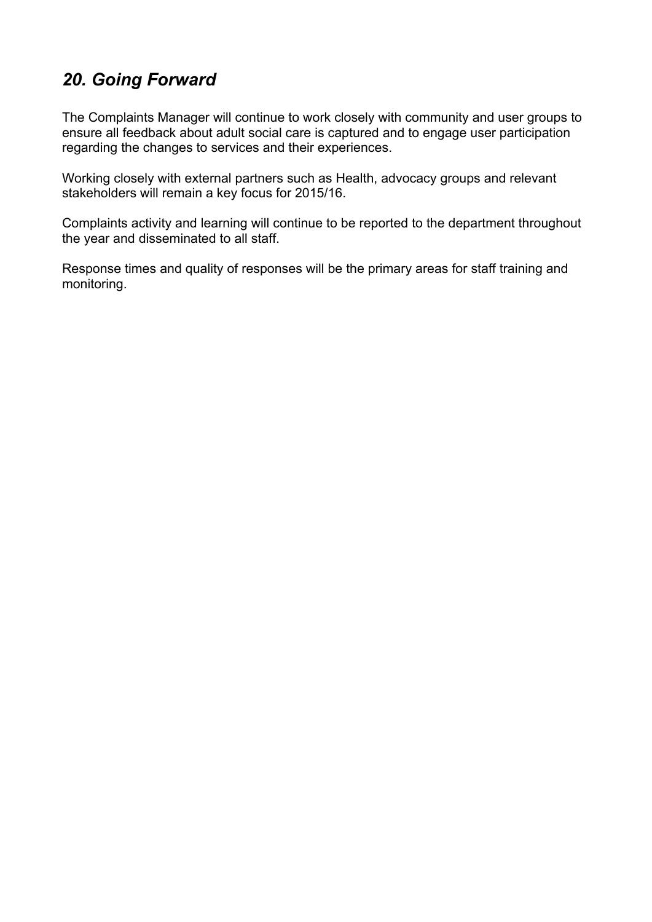## *20. Going Forward*

The Complaints Manager will continue to work closely with community and user groups to ensure all feedback about adult social care is captured and to engage user participation regarding the changes to services and their experiences.

Working closely with external partners such as Health, advocacy groups and relevant stakeholders will remain a key focus for 2015/16.

Complaints activity and learning will continue to be reported to the department throughout the year and disseminated to all staff.

Response times and quality of responses will be the primary areas for staff training and monitoring.